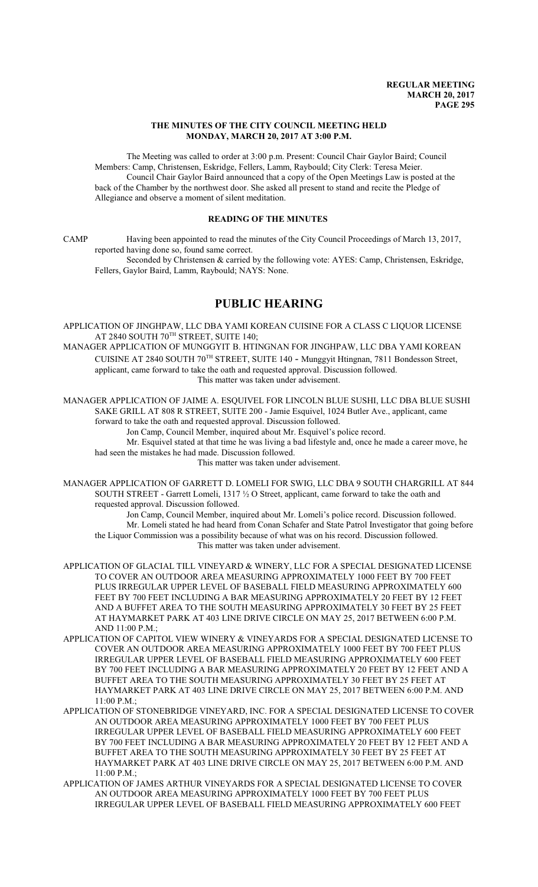**REGULAR MEETING**
**MARCH 20, 2017**

## THE MINUTES OF THE CITY COUNCIL MEETING HELD MONDAY, MARCH 20, 2017 AT 3:00 P.M.

The Meeting was called to order at 3:00 p.m. Present: Council Chair Gaylor Baird; Council Members: Camp, Christensen, Eskridge, Fellers, Lamm, Raybould; City Clerk: Teresa Meier.

Council Chair Gaylor Baird announced that a copy of the Open Meetings Law is posted at the back of the Chamber by the northwest door. She asked all present to stand and recite the Pledge of Allegiance and observe a moment of silent meditation.

### READING OF THE MINUTES

CAMP Having been appointed to read the minutes of the City Council Proceedings of March 13, 2017, reported having done so, found same correct.

Seconded by Christensen & carried by the following vote: AYES: Camp, Christensen, Eskridge, Fellers, Gaylor Baird, Lamm, Raybould; NAYS: None.

# PUBLIC HEARING

APPLICATION OF JINGHPAW, LLC DBA YAMI KOREAN CUISINE FOR A CLASS C LIQUOR LICENSE AT 2840 SOUTH 70TH STREET, SUITE 140;

MANAGER APPLICATION OF MUNGGYIT B. HTINGNAN FOR JINGHPAW, LLC DBA YAMI KOREAN CUISINE AT 2840 SOUTH 70TH STREET, SUITE 140 - Munggyit Htingnan, 7811 Bondesson Street, applicant, came forward to take the oath and requested approval. Discussion followed.

This matter was taken under advisement.

MANAGER APPLICATION OF JAIME A. ESQUIVEL FOR LINCOLN BLUE SUSHI, LLC DBA BLUE SUSHI SAKE GRILL AT 808 R STREET, SUITE 200 - Jamie Esquivel, 1024 Butler Ave., applicant, came forward to take the oath and requested approval. Discussion followed.

Jon Camp, Council Member, inquired about Mr. Esquivel's police record.

Mr. Esquivel stated at that time he was living a bad lifestyle and, once he made a career move, he had seen the mistakes he had made. Discussion followed.

This matter was taken under advisement.

MANAGER APPLICATION OF GARRETT D. LOMELI FOR SWIG, LLC DBA 9 SOUTH CHARGRILL AT 844 SOUTH STREET - Garrett Lomeli, 1317 ½ O Street, applicant, came forward to take the oath and requested approval. Discussion followed.

Jon Camp, Council Member, inquired about Mr. Lomeli's police record. Discussion followed.

Mr. Lomeli stated he had heard from Conan Schafer and State Patrol Investigator that going before the Liquor Commission was a possibility because of what was on his record. Discussion followed.

This matter was taken under advisement.

APPLICATION OF GLACIAL TILL VINEYARD & WINERY, LLC FOR A SPECIAL DESIGNATED LICENSE TO COVER AN OUTDOOR AREA MEASURING APPROXIMATELY 1000 FEET BY 700 FEET PLUS IRREGULAR UPPER LEVEL OF BASEBALL FIELD MEASURING APPROXIMATELY 600 FEET BY 700 FEET INCLUDING A BAR MEASURING APPROXIMATELY 20 FEET BY 12 FEET AND A BUFFET AREA TO THE SOUTH MEASURING APPROXIMATELY 30 FEET BY 25 FEET AT HAYMARKET PARK AT 403 LINE DRIVE CIRCLE ON MAY 25, 2017 BETWEEN 6:00 P.M. AND 11:00 P.M.;

APPLICATION OF CAPITOL VIEW WINERY & VINEYARDS FOR A SPECIAL DESIGNATED LICENSE TO COVER AN OUTDOOR AREA MEASURING APPROXIMATELY 1000 FEET BY 700 FEET PLUS IRREGULAR UPPER LEVEL OF BASEBALL FIELD MEASURING APPROXIMATELY 600 FEET BY 700 FEET INCLUDING A BAR MEASURING APPROXIMATELY 20 FEET BY 12 FEET AND A BUFFET AREA TO THE SOUTH MEASURING APPROXIMATELY 30 FEET BY 25 FEET AT HAYMARKET PARK AT 403 LINE DRIVE CIRCLE ON MAY 25, 2017 BETWEEN 6:00 P.M. AND 11:00 P.M.;

APPLICATION OF STONEBRIDGE VINEYARD, INC. FOR A SPECIAL DESIGNATED LICENSE TO COVER AN OUTDOOR AREA MEASURING APPROXIMATELY 1000 FEET BY 700 FEET PLUS IRREGULAR UPPER LEVEL OF BASEBALL FIELD MEASURING APPROXIMATELY 600 FEET BY 700 FEET INCLUDING A BAR MEASURING APPROXIMATELY 20 FEET BY 12 FEET AND A BUFFET AREA TO THE SOUTH MEASURING APPROXIMATELY 30 FEET BY 25 FEET AT HAYMARKET PARK AT 403 LINE DRIVE CIRCLE ON MAY 25, 2017 BETWEEN 6:00 P.M. AND 11:00 P.M.;

APPLICATION OF JAMES ARTHUR VINEYARDS FOR A SPECIAL DESIGNATED LICENSE TO COVER AN OUTDOOR AREA MEASURING APPROXIMATELY 1000 FEET BY 700 FEET PLUS IRREGULAR UPPER LEVEL OF BASEBALL FIELD MEASURING APPROXIMATELY 600 FEET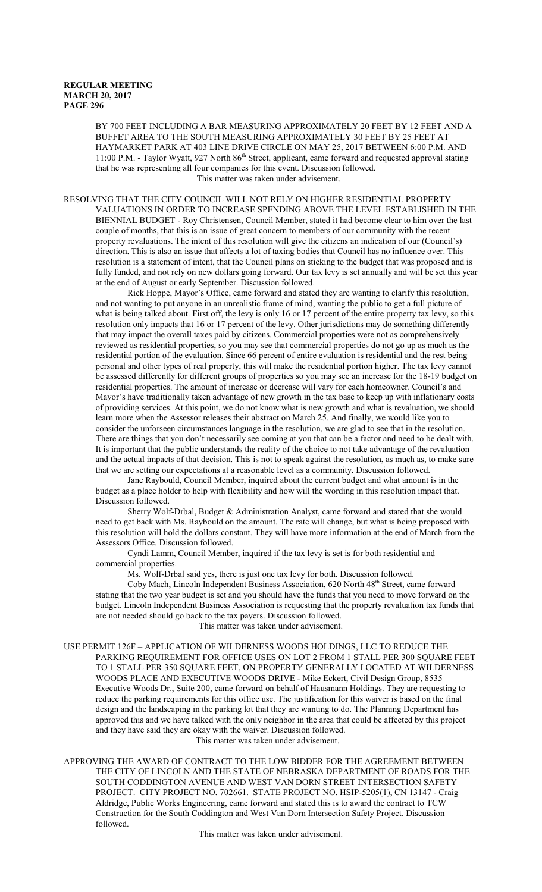BY 700 FEET INCLUDING A BAR MEASURING APPROXIMATELY 20 FEET BY 12 FEET AND A BUFFET AREA TO THE SOUTH MEASURING APPROXIMATELY 30 FEET BY 25 FEET AT HAYMARKET PARK AT 403 LINE DRIVE CIRCLE ON MAY 25, 2017 BETWEEN 6:00 P.M. AND 11:00 P.M. - Taylor Wyatt, 927 North 86th Street, applicant, came forward and requested approval stating that he was representing all four companies for this event. Discussion followed.

This matter was taken under advisement.

RESOLVING THAT THE CITY COUNCIL WILL NOT RELY ON HIGHER RESIDENTIAL PROPERTY VALUATIONS IN ORDER TO INCREASE SPENDING ABOVE THE LEVEL ESTABLISHED IN THE BIENNIAL BUDGET - Roy Christensen, Council Member, stated it had become clear to him over the last couple of months, that this is an issue of great concern to members of our community with the recent property revaluations. The intent of this resolution will give the citizens an indication of our (Council's) direction. This is also an issue that affects a lot of taxing bodies that Council has no influence over. This resolution is a statement of intent, that the Council plans on sticking to the budget that was proposed and is fully funded, and not rely on new dollars going forward. Our tax levy is set annually and will be set this year at the end of August or early September. Discussion followed.

Rick Hoppe, Mayor's Office, came forward and stated they are wanting to clarify this resolution, and not wanting to put anyone in an unrealistic frame of mind, wanting the public to get a full picture of what is being talked about. First off, the levy is only 16 or 17 percent of the entire property tax levy, so this resolution only impacts that 16 or 17 percent of the levy. Other jurisdictions may do something differently that may impact the overall taxes paid by citizens. Commercial properties were not as comprehensively reviewed as residential properties, so you may see that commercial properties do not go up as much as the residential portion of the evaluation. Since 66 percent of entire evaluation is residential and the rest being personal and other types of real property, this will make the residential portion higher. The tax levy cannot be assessed differently for different groups of properties so you may see an increase for the 18-19 budget on residential properties. The amount of increase or decrease will vary for each homeowner. Council's and Mayor's have traditionally taken advantage of new growth in the tax base to keep up with inflationary costs of providing services. At this point, we do not know what is new growth and what is revaluation, we should learn more when the Assessor releases their abstract on March 25. And finally, we would like you to consider the unforseen circumstances language in the resolution, we are glad to see that in the resolution. There are things that you don't necessarily see coming at you that can be a factor and need to be dealt with. It is important that the public understands the reality of the choice to not take advantage of the revaluation and the actual impacts of that decision. This is not to speak against the resolution, as much as, to make sure that we are setting our expectations at a reasonable level as a community. Discussion followed.

Jane Raybould, Council Member, inquired about the current budget and what amount is in the budget as a place holder to help with flexibility and how will the wording in this resolution impact that. Discussion followed.

Sherry Wolf-Drbal, Budget & Administration Analyst, came forward and stated that she would need to get back with Ms. Raybould on the amount. The rate will change, but what is being proposed with this resolution will hold the dollars constant. They will have more information at the end of March from the Assessors Office. Discussion followed.

Cyndi Lamm, Council Member, inquired if the tax levy is set is for both residential and commercial properties.

Ms. Wolf-Drbal said yes, there is just one tax levy for both. Discussion followed.

Coby Mach, Lincoln Independent Business Association, 620 North 48th Street, came forward stating that the two year budget is set and you should have the funds that you need to move forward on the budget. Lincoln Independent Business Association is requesting that the property revaluation tax funds that are not needed should go back to the tax payers. Discussion followed.

This matter was taken under advisement.

USE PERMIT 126F – APPLICATION OF WILDERNESS WOODS HOLDINGS, LLC TO REDUCE THE PARKING REQUIREMENT FOR OFFICE USES ON LOT 2 FROM 1 STALL PER 300 SQUARE FEET TO 1 STALL PER 350 SQUARE FEET, ON PROPERTY GENERALLY LOCATED AT WILDERNESS WOODS PLACE AND EXECUTIVE WOODS DRIVE - Mike Eckert, Civil Design Group, 8535 Executive Woods Dr., Suite 200, came forward on behalf of Hausmann Holdings. They are requesting to reduce the parking requirements for this office use. The justification for this waiver is based on the final design and the landscaping in the parking lot that they are wanting to do. The Planning Department has approved this and we have talked with the only neighbor in the area that could be affected by this project and they have said they are okay with the waiver. Discussion followed.

This matter was taken under advisement.

APPROVING THE AWARD OF CONTRACT TO THE LOW BIDDER FOR THE AGREEMENT BETWEEN THE CITY OF LINCOLN AND THE STATE OF NEBRASKA DEPARTMENT OF ROADS FOR THE SOUTH CODDINGTON AVENUE AND WEST VAN DORN STREET INTERSECTION SAFETY PROJECT. CITY PROJECT NO. 702661. STATE PROJECT NO. HSIP-5205(1), CN 13147 - Craig Aldridge, Public Works Engineering, came forward and stated this is to award the contract to TCW Construction for the South Coddington and West Van Dorn Intersection Safety Project. Discussion followed.

This matter was taken under advisement.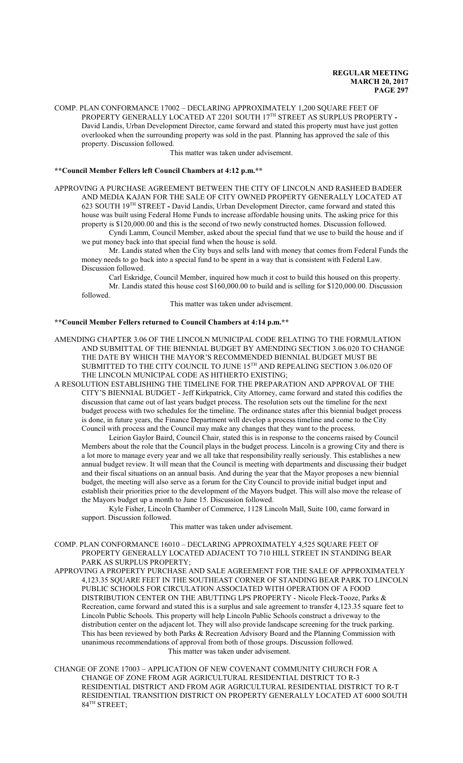COMP. PLAN CONFORMANCE 17002 – DECLARING APPROXIMATELY 1,200 SQUARE FEET OF PROPERTY GENERALLY LOCATED AT 2201 SOUTH 17TH STREET AS SURPLUS PROPERTY - David Landis, Urban Development Director, came forward and stated this property must have just gotten overlooked when the surrounding property was sold in the past. Planning has approved the sale of this property. Discussion followed.

This matter was taken under advisement.

**\*\*Council Member Fellers left Council Chambers at 4:12 p.m.\*\***

APPROVING A PURCHASE AGREEMENT BETWEEN THE CITY OF LINCOLN AND RASHEED BADEER AND MEDIA KAJAN FOR THE SALE OF CITY OWNED PROPERTY GENERALLY LOCATED AT 623 SOUTH 19TH STREET - David Landis, Urban Development Director, came forward and stated this house was built using Federal Home Funds to increase affordable housing units. The asking price for this property is $120,000.00 and this is the second of two newly constructed homes. Discussion followed.

Cyndi Lamm, Council Member, asked about the special fund that we use to build the house and if we put money back into that special fund when the house is sold.

Mr. Landis stated when the City buys and sells land with money that comes from Federal Funds the money needs to go back into a special fund to be spent in a way that is consistent with Federal Law. Discussion followed.

Carl Eskridge, Council Member, inquired how much it cost to build this housed on this property.

Mr. Landis stated this house cost $160,000.00 to build and is selling for $120,000.00. Discussion followed.

This matter was taken under advisement.

**\*\*Council Member Fellers returned to Council Chambers at 4:14 p.m.\*\***

AMENDING CHAPTER 3.06 OF THE LINCOLN MUNICIPAL CODE RELATING TO THE FORMULATION AND SUBMITTAL OF THE BIENNIAL BUDGET BY AMENDING SECTION 3.06.020 TO CHANGE THE DATE BY WHICH THE MAYOR'S RECOMMENDED BIENNIAL BUDGET MUST BE SUBMITTED TO THE CITY COUNCIL TO JUNE 15TH AND REPEALING SECTION 3.06.020 OF THE LINCOLN MUNICIPAL CODE AS HITHERTO EXISTING;

A RESOLUTION ESTABLISHING THE TIMELINE FOR THE PREPARATION AND APPROVAL OF THE CITY'S BIENNIAL BUDGET - Jeff Kirkpatrick, City Attorney, came forward and stated this codifies the discussion that came out of last years budget process. The resolution sets out the timeline for the next budget process with two schedules for the timeline. The ordinance states after this biennial budget process is done, in future years, the Finance Department will develop a process timeline and come to the City Council with process and the Council may make any changes that they want to the process.

Leirion Gaylor Baird, Council Chair, stated this is in response to the concerns raised by Council Members about the role that the Council plays in the budget process. Lincoln is a growing City and there is a lot more to manage every year and we all take that responsibility really seriously. This establishes a new annual budget review. It will mean that the Council is meeting with departments and discussing their budget and their fiscal situations on an annual basis. And during the year that the Mayor proposes a new biennial budget, the meeting will also serve as a forum for the City Council to provide initial budget input and establish their priorities prior to the development of the Mayors budget. This will also move the release of the Mayors budget up a month to June 15. Discussion followed.

Kyle Fisher, Lincoln Chamber of Commerce, 1128 Lincoln Mall, Suite 100, came forward in support. Discussion followed.

This matter was taken under advisement.

COMP. PLAN CONFORMANCE 16010 – DECLARING APPROXIMATELY 4,525 SQUARE FEET OF PROPERTY GENERALLY LOCATED ADJACENT TO 710 HILL STREET IN STANDING BEAR PARK AS SURPLUS PROPERTY;

APPROVING A PROPERTY PURCHASE AND SALE AGREEMENT FOR THE SALE OF APPROXIMATELY 4,123.35 SQUARE FEET IN THE SOUTHEAST CORNER OF STANDING BEAR PARK TO LINCOLN PUBLIC SCHOOLS FOR CIRCULATION ASSOCIATED WITH OPERATION OF A FOOD DISTRIBUTION CENTER ON THE ABUTTING LPS PROPERTY - Nicole Fleck-Tooze, Parks & Recreation, came forward and stated this is a surplus and sale agreement to transfer 4,123.35 square feet to Lincoln Public Schools. This property will help Lincoln Public Schools construct a driveway to the distribution center on the adjacent lot. They will also provide landscape screening for the truck parking. This has been reviewed by both Parks & Recreation Advisory Board and the Planning Commission with unanimous recommendations of approval from both of those groups. Discussion followed.

This matter was taken under advisement.

CHANGE OF ZONE 17003 – APPLICATION OF NEW COVENANT COMMUNITY CHURCH FOR A CHANGE OF ZONE FROM AGR AGRICULTURAL RESIDENTIAL DISTRICT TO R-3 RESIDENTIAL DISTRICT AND FROM AGR AGRICULTURAL RESIDENTIAL DISTRICT TO R-T RESIDENTIAL TRANSITION DISTRICT ON PROPERTY GENERALLY LOCATED AT 6000 SOUTH 84TH STREET;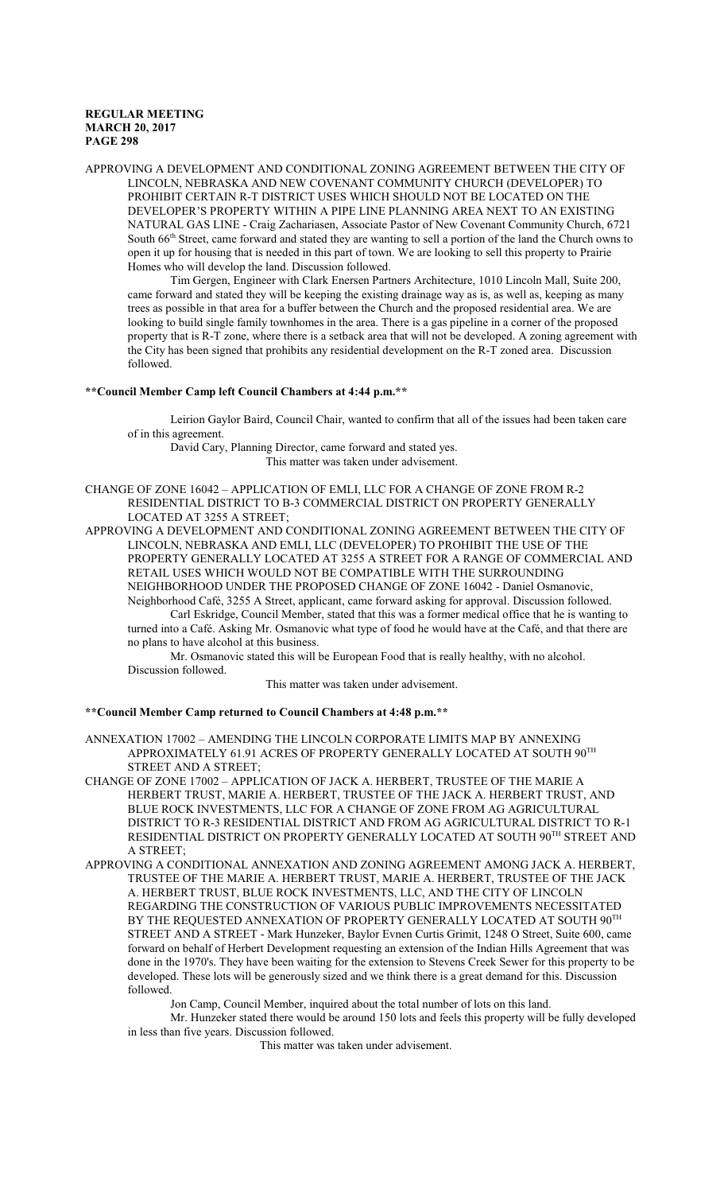APPROVING A DEVELOPMENT AND CONDITIONAL ZONING AGREEMENT BETWEEN THE CITY OF LINCOLN, NEBRASKA AND NEW COVENANT COMMUNITY CHURCH (DEVELOPER) TO PROHIBIT CERTAIN R-T DISTRICT USES WHICH SHOULD NOT BE LOCATED ON THE DEVELOPER'S PROPERTY WITHIN A PIPE LINE PLANNING AREA NEXT TO AN EXISTING NATURAL GAS LINE - Craig Zachariasen, Associate Pastor of New Covenant Community Church, 6721 South 66th Street, came forward and stated they are wanting to sell a portion of the land the Church owns to open it up for housing that is needed in this part of town. We are looking to sell this property to Prairie Homes who will develop the land. Discussion followed.

Tim Gergen, Engineer with Clark Enersen Partners Architecture, 1010 Lincoln Mall, Suite 200, came forward and stated they will be keeping the existing drainage way as is, as well as, keeping as many trees as possible in that area for a buffer between the Church and the proposed residential area. We are looking to build single family townhomes in the area. There is a gas pipeline in a corner of the proposed property that is R-T zone, where there is a setback area that will not be developed. A zoning agreement with the City has been signed that prohibits any residential development on the R-T zoned area. Discussion followed.

**\*\*Council Member Camp left Council Chambers at 4:44 p.m.\*\***

Leirion Gaylor Baird, Council Chair, wanted to confirm that all of the issues had been taken care of in this agreement.

David Cary, Planning Director, came forward and stated yes.

This matter was taken under advisement.

CHANGE OF ZONE 16042 – APPLICATION OF EMLI, LLC FOR A CHANGE OF ZONE FROM R-2 RESIDENTIAL DISTRICT TO B-3 COMMERCIAL DISTRICT ON PROPERTY GENERALLY LOCATED AT 3255 A STREET;

APPROVING A DEVELOPMENT AND CONDITIONAL ZONING AGREEMENT BETWEEN THE CITY OF LINCOLN, NEBRASKA AND EMLI, LLC (DEVELOPER) TO PROHIBIT THE USE OF THE PROPERTY GENERALLY LOCATED AT 3255 A STREET FOR A RANGE OF COMMERCIAL AND RETAIL USES WHICH WOULD NOT BE COMPATIBLE WITH THE SURROUNDING NEIGHBORHOOD UNDER THE PROPOSED CHANGE OF ZONE 16042 - Daniel Osmanovic, Neighborhood Café, 3255 A Street, applicant, came forward asking for approval. Discussion followed.

Carl Eskridge, Council Member, stated that this was a former medical office that he is wanting to turned into a Café. Asking Mr. Osmanovic what type of food he would have at the Café, and that there are no plans to have alcohol at this business.

Mr. Osmanovic stated this will be European Food that is really healthy, with no alcohol. Discussion followed.

This matter was taken under advisement.

**\*\*Council Member Camp returned to Council Chambers at 4:48 p.m.\*\***

ANNEXATION 17002 – AMENDING THE LINCOLN CORPORATE LIMITS MAP BY ANNEXING APPROXIMATELY 61.91 ACRES OF PROPERTY GENERALLY LOCATED AT SOUTH 90TH STREET AND A STREET;

CHANGE OF ZONE 17002 – APPLICATION OF JACK A. HERBERT, TRUSTEE OF THE MARIE A HERBERT TRUST, MARIE A. HERBERT, TRUSTEE OF THE JACK A. HERBERT TRUST, AND BLUE ROCK INVESTMENTS, LLC FOR A CHANGE OF ZONE FROM AG AGRICULTURAL DISTRICT TO R-3 RESIDENTIAL DISTRICT AND FROM AG AGRICULTURAL DISTRICT TO R-1 RESIDENTIAL DISTRICT ON PROPERTY GENERALLY LOCATED AT SOUTH 90TH STREET AND A STREET;

APPROVING A CONDITIONAL ANNEXATION AND ZONING AGREEMENT AMONG JACK A. HERBERT, TRUSTEE OF THE MARIE A. HERBERT TRUST, MARIE A. HERBERT, TRUSTEE OF THE JACK A. HERBERT TRUST, BLUE ROCK INVESTMENTS, LLC, AND THE CITY OF LINCOLN REGARDING THE CONSTRUCTION OF VARIOUS PUBLIC IMPROVEMENTS NECESSITATED BY THE REQUESTED ANNEXATION OF PROPERTY GENERALLY LOCATED AT SOUTH 90TH STREET AND A STREET - Mark Hunzeker, Baylor Evnen Curtis Grimit, 1248 O Street, Suite 600, came forward on behalf of Herbert Development requesting an extension of the Indian Hills Agreement that was done in the 1970's. They have been waiting for the extension to Stevens Creek Sewer for this property to be developed. These lots will be generously sized and we think there is a great demand for this. Discussion followed.

Jon Camp, Council Member, inquired about the total number of lots on this land.

Mr. Hunzeker stated there would be around 150 lots and feels this property will be fully developed in less than five years. Discussion followed.

This matter was taken under advisement.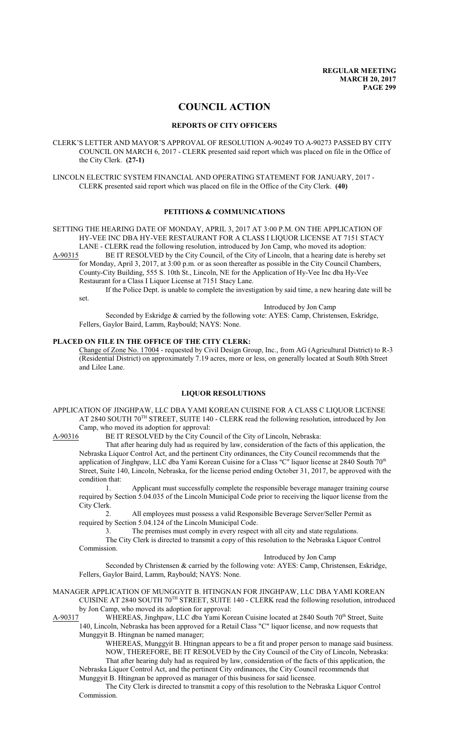# COUNCIL ACTION

## REPORTS OF CITY OFFICERS

CLERK'S LETTER AND MAYOR'S APPROVAL OF RESOLUTION A-90249 TO A-90273 PASSED BY CITY COUNCIL ON MARCH 6, 2017 - CLERK presented said report which was placed on file in the Office of the City Clerk. **(27-1)**

LINCOLN ELECTRIC SYSTEM FINANCIAL AND OPERATING STATEMENT FOR JANUARY, 2017 - CLERK presented said report which was placed on file in the Office of the City Clerk. **(40)**

## PETITIONS & COMMUNICATIONS

SETTING THE HEARING DATE OF MONDAY, APRIL 3, 2017 AT 3:00 P.M. ON THE APPLICATION OF HY-VEE INC DBA HY-VEE RESTAURANT FOR A CLASS I LIQUOR LICENSE AT 7151 STACY LANE - CLERK read the following resolution, introduced by Jon Camp, who moved its adoption:

A-90315 BE IT RESOLVED by the City Council, of the City of Lincoln, that a hearing date is hereby set for Monday, April 3, 2017, at 3:00 p.m. or as soon thereafter as possible in the City Council Chambers, County-City Building, 555 S. 10th St., Lincoln, NE for the Application of Hy-Vee Inc dba Hy-Vee Restaurant for a Class I Liquor License at 7151 Stacy Lane.

If the Police Dept. is unable to complete the investigation by said time, a new hearing date will be set.

Introduced by Jon Camp

Seconded by Eskridge & carried by the following vote: AYES: Camp, Christensen, Eskridge, Fellers, Gaylor Baird, Lamm, Raybould; NAYS: None.

**PLACED ON FILE IN THE OFFICE OF THE CITY CLERK:**

Change of Zone No. 17004 - requested by Civil Design Group, Inc., from AG (Agricultural District) to R-3 (Residential District) on approximately 7.19 acres, more or less, on generally located at South 80th Street and Lilee Lane.

## LIQUOR RESOLUTIONS

APPLICATION OF JINGHPAW, LLC DBA YAMI KOREAN CUISINE FOR A CLASS C LIQUOR LICENSE AT 2840 SOUTH 70TH STREET, SUITE 140 - CLERK read the following resolution, introduced by Jon Camp, who moved its adoption for approval:

A-90316 BE IT RESOLVED by the City Council of the City of Lincoln, Nebraska:

That after hearing duly had as required by law, consideration of the facts of this application, the Nebraska Liquor Control Act, and the pertinent City ordinances, the City Council recommends that the application of Jinghpaw, LLC dba Yami Korean Cuisine for a Class "C" liquor license at 2840 South 70th Street, Suite 140, Lincoln, Nebraska, for the license period ending October 31, 2017, be approved with the condition that:

1. Applicant must successfully complete the responsible beverage manager training course required by Section 5.04.035 of the Lincoln Municipal Code prior to receiving the liquor license from the City Clerk.
2. All employees must possess a valid Responsible Beverage Server/Seller Permit as required by Section 5.04.124 of the Lincoln Municipal Code.
3. The premises must comply in every respect with all city and state regulations.

The City Clerk is directed to transmit a copy of this resolution to the Nebraska Liquor Control Commission.

Introduced by Jon Camp

Seconded by Christensen & carried by the following vote: AYES: Camp, Christensen, Eskridge, Fellers, Gaylor Baird, Lamm, Raybould; NAYS: None.

MANAGER APPLICATION OF MUNGGYIT B. HTINGNAN FOR JINGHPAW, LLC DBA YAMI KOREAN CUISINE AT 2840 SOUTH 70TH STREET, SUITE 140 - CLERK read the following resolution, introduced by Jon Camp, who moved its adoption for approval:

A-90317 WHEREAS, Jinghpaw, LLC dba Yami Korean Cuisine located at 2840 South 70th Street, Suite 140, Lincoln, Nebraska has been approved for a Retail Class "C" liquor license, and now requests that Munggyit B. Htingnan be named manager;

WHEREAS, Munggyit B. Htingnan appears to be a fit and proper person to manage said business.

NOW, THEREFORE, BE IT RESOLVED by the City Council of the City of Lincoln, Nebraska:

That after hearing duly had as required by law, consideration of the facts of this application, the Nebraska Liquor Control Act, and the pertinent City ordinances, the City Council recommends that Munggyit B. Htingnan be approved as manager of this business for said licensee.

The City Clerk is directed to transmit a copy of this resolution to the Nebraska Liquor Control Commission.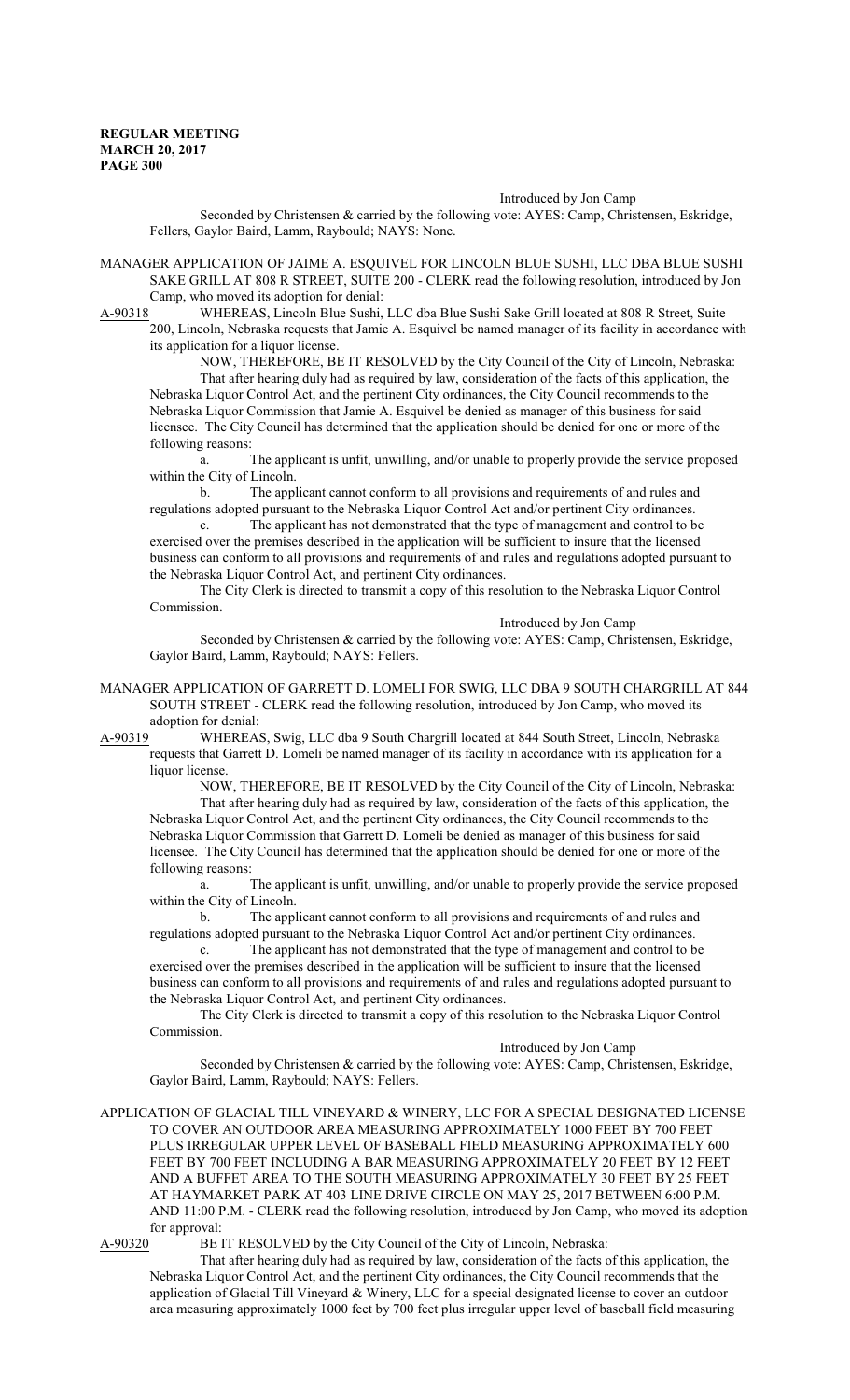Introduced by Jon Camp

Seconded by Christensen & carried by the following vote: AYES: Camp, Christensen, Eskridge, Fellers, Gaylor Baird, Lamm, Raybould; NAYS: None.

MANAGER APPLICATION OF JAIME A. ESQUIVEL FOR LINCOLN BLUE SUSHI, LLC DBA BLUE SUSHI SAKE GRILL AT 808 R STREET, SUITE 200 - CLERK read the following resolution, introduced by Jon Camp, who moved its adoption for denial:

A-90318 WHEREAS, Lincoln Blue Sushi, LLC dba Blue Sushi Sake Grill located at 808 R Street, Suite 200, Lincoln, Nebraska requests that Jamie A. Esquivel be named manager of its facility in accordance with its application for a liquor license.

NOW, THEREFORE, BE IT RESOLVED by the City Council of the City of Lincoln, Nebraska:

That after hearing duly had as required by law, consideration of the facts of this application, the Nebraska Liquor Control Act, and the pertinent City ordinances, the City Council recommends to the Nebraska Liquor Commission that Jamie A. Esquivel be denied as manager of this business for said licensee. The City Council has determined that the application should be denied for one or more of the following reasons:

a. The applicant is unfit, unwilling, and/or unable to properly provide the service proposed within the City of Lincoln.

b. The applicant cannot conform to all provisions and requirements of and rules and regulations adopted pursuant to the Nebraska Liquor Control Act and/or pertinent City ordinances.

c. The applicant has not demonstrated that the type of management and control to be exercised over the premises described in the application will be sufficient to insure that the licensed business can conform to all provisions and requirements of and rules and regulations adopted pursuant to the Nebraska Liquor Control Act, and pertinent City ordinances.

The City Clerk is directed to transmit a copy of this resolution to the Nebraska Liquor Control Commission.

Introduced by Jon Camp

Seconded by Christensen & carried by the following vote: AYES: Camp, Christensen, Eskridge, Gaylor Baird, Lamm, Raybould; NAYS: Fellers.

MANAGER APPLICATION OF GARRETT D. LOMELI FOR SWIG, LLC DBA 9 SOUTH CHARGRILL AT 844 SOUTH STREET - CLERK read the following resolution, introduced by Jon Camp, who moved its adoption for denial:

A-90319 WHEREAS, Swig, LLC dba 9 South Chargrill located at 844 South Street, Lincoln, Nebraska requests that Garrett D. Lomeli be named manager of its facility in accordance with its application for a liquor license.

NOW, THEREFORE, BE IT RESOLVED by the City Council of the City of Lincoln, Nebraska:

That after hearing duly had as required by law, consideration of the facts of this application, the Nebraska Liquor Control Act, and the pertinent City ordinances, the City Council recommends to the Nebraska Liquor Commission that Garrett D. Lomeli be denied as manager of this business for said licensee. The City Council has determined that the application should be denied for one or more of the following reasons:

a. The applicant is unfit, unwilling, and/or unable to properly provide the service proposed within the City of Lincoln.

b. The applicant cannot conform to all provisions and requirements of and rules and regulations adopted pursuant to the Nebraska Liquor Control Act and/or pertinent City ordinances.

c. The applicant has not demonstrated that the type of management and control to be exercised over the premises described in the application will be sufficient to insure that the licensed business can conform to all provisions and requirements of and rules and regulations adopted pursuant to the Nebraska Liquor Control Act, and pertinent City ordinances.

The City Clerk is directed to transmit a copy of this resolution to the Nebraska Liquor Control Commission.

Introduced by Jon Camp

Seconded by Christensen & carried by the following vote: AYES: Camp, Christensen, Eskridge, Gaylor Baird, Lamm, Raybould; NAYS: Fellers.

APPLICATION OF GLACIAL TILL VINEYARD & WINERY, LLC FOR A SPECIAL DESIGNATED LICENSE TO COVER AN OUTDOOR AREA MEASURING APPROXIMATELY 1000 FEET BY 700 FEET PLUS IRREGULAR UPPER LEVEL OF BASEBALL FIELD MEASURING APPROXIMATELY 600 FEET BY 700 FEET INCLUDING A BAR MEASURING APPROXIMATELY 20 FEET BY 12 FEET AND A BUFFET AREA TO THE SOUTH MEASURING APPROXIMATELY 30 FEET BY 25 FEET AT HAYMARKET PARK AT 403 LINE DRIVE CIRCLE ON MAY 25, 2017 BETWEEN 6:00 P.M. AND 11:00 P.M. - CLERK read the following resolution, introduced by Jon Camp, who moved its adoption for approval:

A-90320 BE IT RESOLVED by the City Council of the City of Lincoln, Nebraska:

That after hearing duly had as required by law, consideration of the facts of this application, the Nebraska Liquor Control Act, and the pertinent City ordinances, the City Council recommends that the application of Glacial Till Vineyard & Winery, LLC for a special designated license to cover an outdoor area measuring approximately 1000 feet by 700 feet plus irregular upper level of baseball field measuring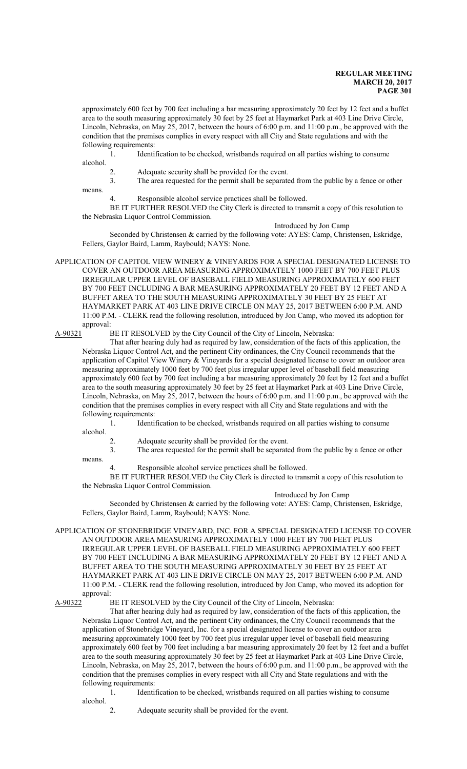approximately 600 feet by 700 feet including a bar measuring approximately 20 feet by 12 feet and a buffet area to the south measuring approximately 30 feet by 25 feet at Haymarket Park at 403 Line Drive Circle, Lincoln, Nebraska, on May 25, 2017, between the hours of 6:00 p.m. and 11:00 p.m., be approved with the condition that the premises complies in every respect with all City and State regulations and with the following requirements:

1. Identification to be checked, wristbands required on all parties wishing to consume alcohol.
2. Adequate security shall be provided for the event.
3. The area requested for the permit shall be separated from the public by a fence or other means.
4. Responsible alcohol service practices shall be followed.

BE IT FURTHER RESOLVED the City Clerk is directed to transmit a copy of this resolution to the Nebraska Liquor Control Commission.

Introduced by Jon Camp

Seconded by Christensen & carried by the following vote: AYES: Camp, Christensen, Eskridge, Fellers, Gaylor Baird, Lamm, Raybould; NAYS: None.

APPLICATION OF CAPITOL VIEW WINERY & VINEYARDS FOR A SPECIAL DESIGNATED LICENSE TO COVER AN OUTDOOR AREA MEASURING APPROXIMATELY 1000 FEET BY 700 FEET PLUS IRREGULAR UPPER LEVEL OF BASEBALL FIELD MEASURING APPROXIMATELY 600 FEET BY 700 FEET INCLUDING A BAR MEASURING APPROXIMATELY 20 FEET BY 12 FEET AND A BUFFET AREA TO THE SOUTH MEASURING APPROXIMATELY 30 FEET BY 25 FEET AT HAYMARKET PARK AT 403 LINE DRIVE CIRCLE ON MAY 25, 2017 BETWEEN 6:00 P.M. AND 11:00 P.M. - CLERK read the following resolution, introduced by Jon Camp, who moved its adoption for approval:

A-90321 BE IT RESOLVED by the City Council of the City of Lincoln, Nebraska:

That after hearing duly had as required by law, consideration of the facts of this application, the Nebraska Liquor Control Act, and the pertinent City ordinances, the City Council recommends that the application of Capitol View Winery & Vineyards for a special designated license to cover an outdoor area measuring approximately 1000 feet by 700 feet plus irregular upper level of baseball field measuring approximately 600 feet by 700 feet including a bar measuring approximately 20 feet by 12 feet and a buffet area to the south measuring approximately 30 feet by 25 feet at Haymarket Park at 403 Line Drive Circle, Lincoln, Nebraska, on May 25, 2017, between the hours of 6:00 p.m. and 11:00 p.m., be approved with the condition that the premises complies in every respect with all City and State regulations and with the following requirements:

1. Identification to be checked, wristbands required on all parties wishing to consume alcohol.
2. Adequate security shall be provided for the event.
3. The area requested for the permit shall be separated from the public by a fence or other means.
4. Responsible alcohol service practices shall be followed.

BE IT FURTHER RESOLVED the City Clerk is directed to transmit a copy of this resolution to the Nebraska Liquor Control Commission.

Introduced by Jon Camp

Seconded by Christensen & carried by the following vote: AYES: Camp, Christensen, Eskridge, Fellers, Gaylor Baird, Lamm, Raybould; NAYS: None.

APPLICATION OF STONEBRIDGE VINEYARD, INC. FOR A SPECIAL DESIGNATED LICENSE TO COVER AN OUTDOOR AREA MEASURING APPROXIMATELY 1000 FEET BY 700 FEET PLUS IRREGULAR UPPER LEVEL OF BASEBALL FIELD MEASURING APPROXIMATELY 600 FEET BY 700 FEET INCLUDING A BAR MEASURING APPROXIMATELY 20 FEET BY 12 FEET AND A BUFFET AREA TO THE SOUTH MEASURING APPROXIMATELY 30 FEET BY 25 FEET AT HAYMARKET PARK AT 403 LINE DRIVE CIRCLE ON MAY 25, 2017 BETWEEN 6:00 P.M. AND 11:00 P.M. - CLERK read the following resolution, introduced by Jon Camp, who moved its adoption for approval:

A-90322 BE IT RESOLVED by the City Council of the City of Lincoln, Nebraska:

That after hearing duly had as required by law, consideration of the facts of this application, the Nebraska Liquor Control Act, and the pertinent City ordinances, the City Council recommends that the application of Stonebridge Vineyard, Inc. for a special designated license to cover an outdoor area measuring approximately 1000 feet by 700 feet plus irregular upper level of baseball field measuring approximately 600 feet by 700 feet including a bar measuring approximately 20 feet by 12 feet and a buffet area to the south measuring approximately 30 feet by 25 feet at Haymarket Park at 403 Line Drive Circle, Lincoln, Nebraska, on May 25, 2017, between the hours of 6:00 p.m. and 11:00 p.m., be approved with the condition that the premises complies in every respect with all City and State regulations and with the following requirements:

1. Identification to be checked, wristbands required on all parties wishing to consume alcohol.
2. Adequate security shall be provided for the event.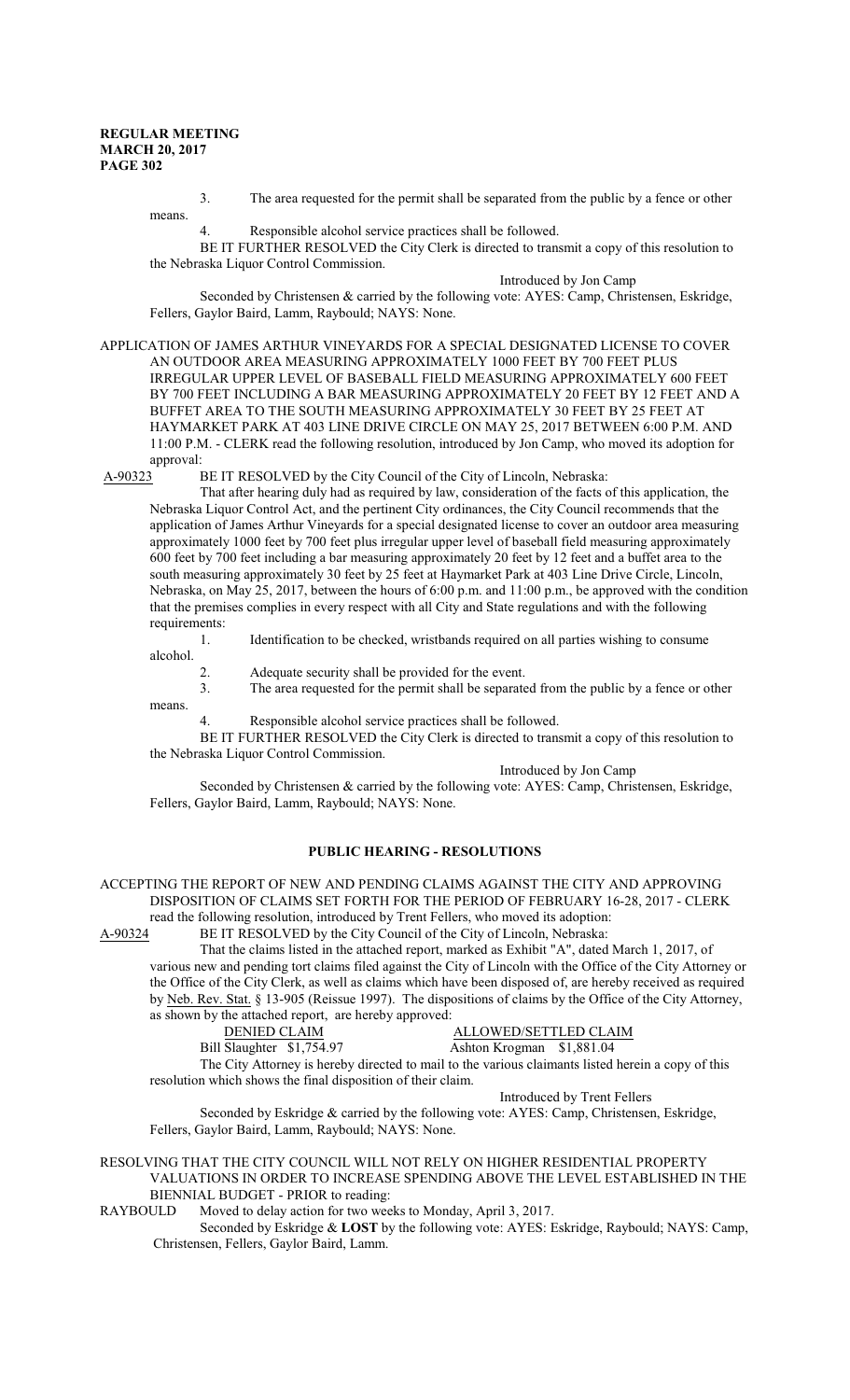3. The area requested for the permit shall be separated from the public by a fence or other means.

4. Responsible alcohol service practices shall be followed.

BE IT FURTHER RESOLVED the City Clerk is directed to transmit a copy of this resolution to the Nebraska Liquor Control Commission.

Introduced by Jon Camp

Seconded by Christensen & carried by the following vote: AYES: Camp, Christensen, Eskridge, Fellers, Gaylor Baird, Lamm, Raybould; NAYS: None.

APPLICATION OF JAMES ARTHUR VINEYARDS FOR A SPECIAL DESIGNATED LICENSE TO COVER AN OUTDOOR AREA MEASURING APPROXIMATELY 1000 FEET BY 700 FEET PLUS IRREGULAR UPPER LEVEL OF BASEBALL FIELD MEASURING APPROXIMATELY 600 FEET BY 700 FEET INCLUDING A BAR MEASURING APPROXIMATELY 20 FEET BY 12 FEET AND A BUFFET AREA TO THE SOUTH MEASURING APPROXIMATELY 30 FEET BY 25 FEET AT HAYMARKET PARK AT 403 LINE DRIVE CIRCLE ON MAY 25, 2017 BETWEEN 6:00 P.M. AND 11:00 P.M. - CLERK read the following resolution, introduced by Jon Camp, who moved its adoption for approval:

A-90323 BE IT RESOLVED by the City Council of the City of Lincoln, Nebraska:

That after hearing duly had as required by law, consideration of the facts of this application, the Nebraska Liquor Control Act, and the pertinent City ordinances, the City Council recommends that the application of James Arthur Vineyards for a special designated license to cover an outdoor area measuring approximately 1000 feet by 700 feet plus irregular upper level of baseball field measuring approximately 600 feet by 700 feet including a bar measuring approximately 20 feet by 12 feet and a buffet area to the south measuring approximately 30 feet by 25 feet at Haymarket Park at 403 Line Drive Circle, Lincoln, Nebraska, on May 25, 2017, between the hours of 6:00 p.m. and 11:00 p.m., be approved with the condition that the premises complies in every respect with all City and State regulations and with the following requirements:

1. Identification to be checked, wristbands required on all parties wishing to consume alcohol.

2. Adequate security shall be provided for the event.

3. The area requested for the permit shall be separated from the public by a fence or other means.

4. Responsible alcohol service practices shall be followed.

BE IT FURTHER RESOLVED the City Clerk is directed to transmit a copy of this resolution to the Nebraska Liquor Control Commission.

Introduced by Jon Camp

Seconded by Christensen & carried by the following vote: AYES: Camp, Christensen, Eskridge, Fellers, Gaylor Baird, Lamm, Raybould; NAYS: None.

## PUBLIC HEARING - RESOLUTIONS

ACCEPTING THE REPORT OF NEW AND PENDING CLAIMS AGAINST THE CITY AND APPROVING DISPOSITION OF CLAIMS SET FORTH FOR THE PERIOD OF FEBRUARY 16-28, 2017 - CLERK read the following resolution, introduced by Trent Fellers, who moved its adoption:

A-90324 BE IT RESOLVED by the City Council of the City of Lincoln, Nebraska:

That the claims listed in the attached report, marked as Exhibit "A", dated March 1, 2017, of various new and pending tort claims filed against the City of Lincoln with the Office of the City Attorney or the Office of the City Clerk, as well as claims which have been disposed of, are hereby received as required by Neb. Rev. Stat. § 13-905 (Reissue 1997). The dispositions of claims by the Office of the City Attorney, as shown by the attached report, are hereby approved:

| DENIED CLAIM | ALLOWED/SETTLED CLAIM |
|---|---|
| Bill Slaughter $1,754.97 | Ashton Krogman $1,881.04 |

The City Attorney is hereby directed to mail to the various claimants listed herein a copy of this resolution which shows the final disposition of their claim.

Introduced by Trent Fellers

Seconded by Eskridge & carried by the following vote: AYES: Camp, Christensen, Eskridge, Fellers, Gaylor Baird, Lamm, Raybould; NAYS: None.

RESOLVING THAT THE CITY COUNCIL WILL NOT RELY ON HIGHER RESIDENTIAL PROPERTY VALUATIONS IN ORDER TO INCREASE SPENDING ABOVE THE LEVEL ESTABLISHED IN THE BIENNIAL BUDGET - PRIOR to reading:

RAYBOULD Moved to delay action for two weeks to Monday, April 3, 2017.

Seconded by Eskridge & **LOST** by the following vote: AYES: Eskridge, Raybould; NAYS: Camp, Christensen, Fellers, Gaylor Baird, Lamm.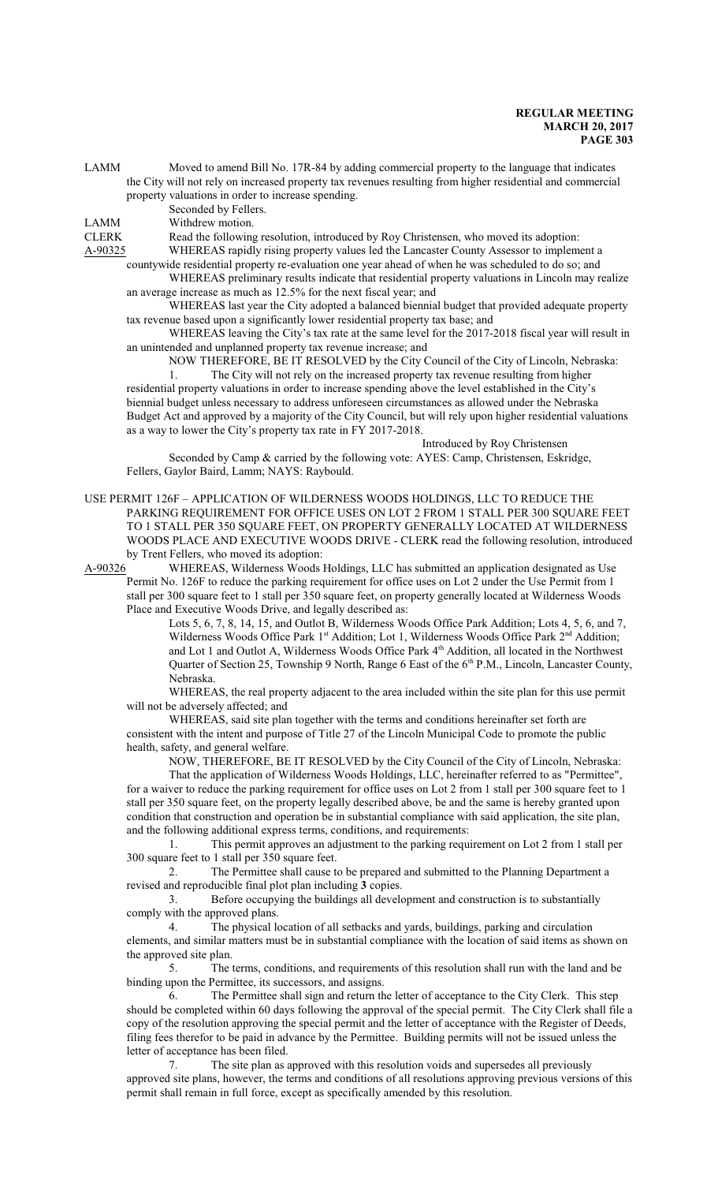LAMM Moved to amend Bill No. 17R-84 by adding commercial property to the language that indicates the City will not rely on increased property tax revenues resulting from higher residential and commercial property valuations in order to increase spending.

Seconded by Fellers.

LAMM Withdrew motion.

CLERK Read the following resolution, introduced by Roy Christensen, who moved its adoption:

A-90325 WHEREAS rapidly rising property values led the Lancaster County Assessor to implement a countywide residential property re-evaluation one year ahead of when he was scheduled to do so; and

WHEREAS preliminary results indicate that residential property valuations in Lincoln may realize an average increase as much as 12.5% for the next fiscal year; and

WHEREAS last year the City adopted a balanced biennial budget that provided adequate property tax revenue based upon a significantly lower residential property tax base; and

WHEREAS leaving the City's tax rate at the same level for the 2017-2018 fiscal year will result in an unintended and unplanned property tax revenue increase; and

NOW THEREFORE, BE IT RESOLVED by the City Council of the City of Lincoln, Nebraska:

1. The City will not rely on the increased property tax revenue resulting from higher residential property valuations in order to increase spending above the level established in the City's biennial budget unless necessary to address unforeseen circumstances as allowed under the Nebraska Budget Act and approved by a majority of the City Council, but will rely upon higher residential valuations as a way to lower the City's property tax rate in FY 2017-2018.

Introduced by Roy Christensen

Seconded by Camp & carried by the following vote: AYES: Camp, Christensen, Eskridge, Fellers, Gaylor Baird, Lamm; NAYS: Raybould.

USE PERMIT 126F – APPLICATION OF WILDERNESS WOODS HOLDINGS, LLC TO REDUCE THE PARKING REQUIREMENT FOR OFFICE USES ON LOT 2 FROM 1 STALL PER 300 SQUARE FEET TO 1 STALL PER 350 SQUARE FEET, ON PROPERTY GENERALLY LOCATED AT WILDERNESS WOODS PLACE AND EXECUTIVE WOODS DRIVE - CLERK read the following resolution, introduced by Trent Fellers, who moved its adoption:

A-90326 WHEREAS, Wilderness Woods Holdings, LLC has submitted an application designated as Use Permit No. 126F to reduce the parking requirement for office uses on Lot 2 under the Use Permit from 1 stall per 300 square feet to 1 stall per 350 square feet, on property generally located at Wilderness Woods Place and Executive Woods Drive, and legally described as:

Lots 5, 6, 7, 8, 14, 15, and Outlot B, Wilderness Woods Office Park Addition; Lots 4, 5, 6, and 7, Wilderness Woods Office Park 1st Addition; Lot 1, Wilderness Woods Office Park 2nd Addition; and Lot 1 and Outlot A, Wilderness Woods Office Park 4th Addition, all located in the Northwest Quarter of Section 25, Township 9 North, Range 6 East of the 6th P.M., Lincoln, Lancaster County, Nebraska.

WHEREAS, the real property adjacent to the area included within the site plan for this use permit will not be adversely affected; and

WHEREAS, said site plan together with the terms and conditions hereinafter set forth are consistent with the intent and purpose of Title 27 of the Lincoln Municipal Code to promote the public health, safety, and general welfare.

NOW, THEREFORE, BE IT RESOLVED by the City Council of the City of Lincoln, Nebraska:

That the application of Wilderness Woods Holdings, LLC, hereinafter referred to as "Permittee", for a waiver to reduce the parking requirement for office uses on Lot 2 from 1 stall per 300 square feet to 1 stall per 350 square feet, on the property legally described above, be and the same is hereby granted upon condition that construction and operation be in substantial compliance with said application, the site plan, and the following additional express terms, conditions, and requirements:

1. This permit approves an adjustment to the parking requirement on Lot 2 from 1 stall per 300 square feet to 1 stall per 350 square feet.

2. The Permittee shall cause to be prepared and submitted to the Planning Department a revised and reproducible final plot plan including **3** copies.

3. Before occupying the buildings all development and construction is to substantially comply with the approved plans.

4. The physical location of all setbacks and yards, buildings, parking and circulation elements, and similar matters must be in substantial compliance with the location of said items as shown on the approved site plan.

5. The terms, conditions, and requirements of this resolution shall run with the land and be binding upon the Permittee, its successors, and assigns.

6. The Permittee shall sign and return the letter of acceptance to the City Clerk. This step should be completed within 60 days following the approval of the special permit. The City Clerk shall file a copy of the resolution approving the special permit and the letter of acceptance with the Register of Deeds, filing fees therefor to be paid in advance by the Permittee. Building permits will not be issued unless the letter of acceptance has been filed.

7. The site plan as approved with this resolution voids and supersedes all previously approved site plans, however, the terms and conditions of all resolutions approving previous versions of this permit shall remain in full force, except as specifically amended by this resolution.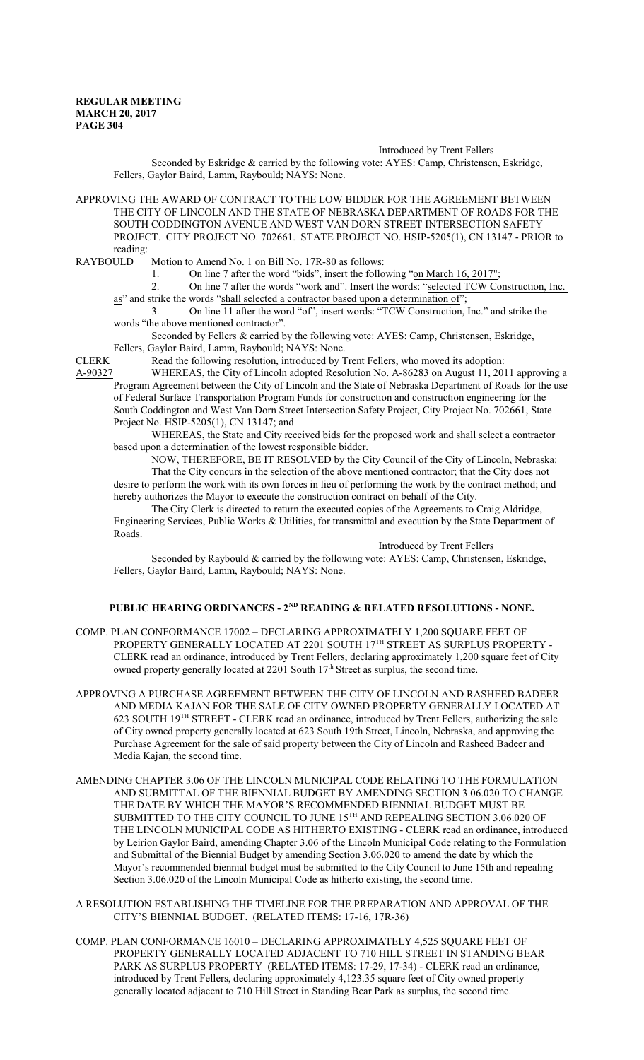Introduced by Trent Fellers

Seconded by Eskridge & carried by the following vote: AYES: Camp, Christensen, Eskridge, Fellers, Gaylor Baird, Lamm, Raybould; NAYS: None.

APPROVING THE AWARD OF CONTRACT TO THE LOW BIDDER FOR THE AGREEMENT BETWEEN THE CITY OF LINCOLN AND THE STATE OF NEBRASKA DEPARTMENT OF ROADS FOR THE SOUTH CODDINGTON AVENUE AND WEST VAN DORN STREET INTERSECTION SAFETY PROJECT. CITY PROJECT NO. 702661. STATE PROJECT NO. HSIP-5205(1), CN 13147 - PRIOR to reading:

RAYBOULD Motion to Amend No. 1 on Bill No. 17R-80 as follows:

1. On line 7 after the word "bids", insert the following "on March 16, 2017";
2. On line 7 after the words "work and". Insert the words: "selected TCW Construction, Inc. as" and strike the words "shall selected a contractor based upon a determination of";
3. On line 11 after the word "of", insert words: "TCW Construction, Inc." and strike the words "the above mentioned contractor".

Seconded by Fellers & carried by the following vote: AYES: Camp, Christensen, Eskridge, Fellers, Gaylor Baird, Lamm, Raybould; NAYS: None.

CLERK Read the following resolution, introduced by Trent Fellers, who moved its adoption:

A-90327 WHEREAS, the City of Lincoln adopted Resolution No. A-86283 on August 11, 2011 approving a Program Agreement between the City of Lincoln and the State of Nebraska Department of Roads for the use of Federal Surface Transportation Program Funds for construction and construction engineering for the South Coddington and West Van Dorn Street Intersection Safety Project, City Project No. 702661, State Project No. HSIP-5205(1), CN 13147; and

WHEREAS, the State and City received bids for the proposed work and shall select a contractor based upon a determination of the lowest responsible bidder.

NOW, THEREFORE, BE IT RESOLVED by the City Council of the City of Lincoln, Nebraska:

That the City concurs in the selection of the above mentioned contractor; that the City does not desire to perform the work with its own forces in lieu of performing the work by the contract method; and hereby authorizes the Mayor to execute the construction contract on behalf of the City.

The City Clerk is directed to return the executed copies of the Agreements to Craig Aldridge, Engineering Services, Public Works & Utilities, for transmittal and execution by the State Department of Roads.

Introduced by Trent Fellers

Seconded by Raybould & carried by the following vote: AYES: Camp, Christensen, Eskridge, Fellers, Gaylor Baird, Lamm, Raybould; NAYS: None.

## PUBLIC HEARING ORDINANCES - 2ND READING & RELATED RESOLUTIONS - NONE.

COMP. PLAN CONFORMANCE 17002 – DECLARING APPROXIMATELY 1,200 SQUARE FEET OF PROPERTY GENERALLY LOCATED AT 2201 SOUTH 17TH STREET AS SURPLUS PROPERTY - CLERK read an ordinance, introduced by Trent Fellers, declaring approximately 1,200 square feet of City owned property generally located at 2201 South 17th Street as surplus, the second time.

APPROVING A PURCHASE AGREEMENT BETWEEN THE CITY OF LINCOLN AND RASHEED BADEER AND MEDIA KAJAN FOR THE SALE OF CITY OWNED PROPERTY GENERALLY LOCATED AT 623 SOUTH 19TH STREET - CLERK read an ordinance, introduced by Trent Fellers, authorizing the sale of City owned property generally located at 623 South 19th Street, Lincoln, Nebraska, and approving the Purchase Agreement for the sale of said property between the City of Lincoln and Rasheed Badeer and Media Kajan, the second time.

AMENDING CHAPTER 3.06 OF THE LINCOLN MUNICIPAL CODE RELATING TO THE FORMULATION AND SUBMITTAL OF THE BIENNIAL BUDGET BY AMENDING SECTION 3.06.020 TO CHANGE THE DATE BY WHICH THE MAYOR'S RECOMMENDED BIENNIAL BUDGET MUST BE SUBMITTED TO THE CITY COUNCIL TO JUNE 15TH AND REPEALING SECTION 3.06.020 OF THE LINCOLN MUNICIPAL CODE AS HITHERTO EXISTING - CLERK read an ordinance, introduced by Leirion Gaylor Baird, amending Chapter 3.06 of the Lincoln Municipal Code relating to the Formulation and Submittal of the Biennial Budget by amending Section 3.06.020 to amend the date by which the Mayor's recommended biennial budget must be submitted to the City Council to June 15th and repealing Section 3.06.020 of the Lincoln Municipal Code as hitherto existing, the second time.

A RESOLUTION ESTABLISHING THE TIMELINE FOR THE PREPARATION AND APPROVAL OF THE CITY'S BIENNIAL BUDGET. (RELATED ITEMS: 17-16, 17R-36)

COMP. PLAN CONFORMANCE 16010 – DECLARING APPROXIMATELY 4,525 SQUARE FEET OF PROPERTY GENERALLY LOCATED ADJACENT TO 710 HILL STREET IN STANDING BEAR PARK AS SURPLUS PROPERTY (RELATED ITEMS: 17-29, 17-34) - CLERK read an ordinance, introduced by Trent Fellers, declaring approximately 4,123.35 square feet of City owned property generally located adjacent to 710 Hill Street in Standing Bear Park as surplus, the second time.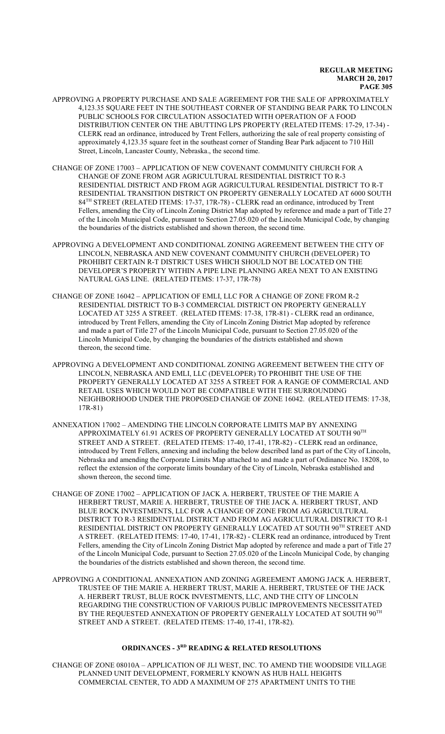APPROVING A PROPERTY PURCHASE AND SALE AGREEMENT FOR THE SALE OF APPROXIMATELY 4,123.35 SQUARE FEET IN THE SOUTHEAST CORNER OF STANDING BEAR PARK TO LINCOLN PUBLIC SCHOOLS FOR CIRCULATION ASSOCIATED WITH OPERATION OF A FOOD DISTRIBUTION CENTER ON THE ABUTTING LPS PROPERTY (RELATED ITEMS: 17-29, 17-34) - CLERK read an ordinance, introduced by Trent Fellers, authorizing the sale of real property consisting of approximately 4,123.35 square feet in the southeast corner of Standing Bear Park adjacent to 710 Hill Street, Lincoln, Lancaster County, Nebraska., the second time.

CHANGE OF ZONE 17003 – APPLICATION OF NEW COVENANT COMMUNITY CHURCH FOR A CHANGE OF ZONE FROM AGR AGRICULTURAL RESIDENTIAL DISTRICT TO R-3 RESIDENTIAL DISTRICT AND FROM AGR AGRICULTURAL RESIDENTIAL DISTRICT TO R-T RESIDENTIAL TRANSITION DISTRICT ON PROPERTY GENERALLY LOCATED AT 6000 SOUTH 84TH STREET (RELATED ITEMS: 17-37, 17R-78) - CLERK read an ordinance, introduced by Trent Fellers, amending the City of Lincoln Zoning District Map adopted by reference and made a part of Title 27 of the Lincoln Municipal Code, pursuant to Section 27.05.020 of the Lincoln Municipal Code, by changing the boundaries of the districts established and shown thereon, the second time.

APPROVING A DEVELOPMENT AND CONDITIONAL ZONING AGREEMENT BETWEEN THE CITY OF LINCOLN, NEBRASKA AND NEW COVENANT COMMUNITY CHURCH (DEVELOPER) TO PROHIBIT CERTAIN R-T DISTRICT USES WHICH SHOULD NOT BE LOCATED ON THE DEVELOPER'S PROPERTY WITHIN A PIPE LINE PLANNING AREA NEXT TO AN EXISTING NATURAL GAS LINE. (RELATED ITEMS: 17-37, 17R-78)

CHANGE OF ZONE 16042 – APPLICATION OF EMLI, LLC FOR A CHANGE OF ZONE FROM R-2 RESIDENTIAL DISTRICT TO B-3 COMMERCIAL DISTRICT ON PROPERTY GENERALLY LOCATED AT 3255 A STREET. (RELATED ITEMS: 17-38, 17R-81) - CLERK read an ordinance, introduced by Trent Fellers, amending the City of Lincoln Zoning District Map adopted by reference and made a part of Title 27 of the Lincoln Municipal Code, pursuant to Section 27.05.020 of the Lincoln Municipal Code, by changing the boundaries of the districts established and shown thereon, the second time.

APPROVING A DEVELOPMENT AND CONDITIONAL ZONING AGREEMENT BETWEEN THE CITY OF LINCOLN, NEBRASKA AND EMLI, LLC (DEVELOPER) TO PROHIBIT THE USE OF THE PROPERTY GENERALLY LOCATED AT 3255 A STREET FOR A RANGE OF COMMERCIAL AND RETAIL USES WHICH WOULD NOT BE COMPATIBLE WITH THE SURROUNDING NEIGHBORHOOD UNDER THE PROPOSED CHANGE OF ZONE 16042. (RELATED ITEMS: 17-38, 17R-81)

ANNEXATION 17002 – AMENDING THE LINCOLN CORPORATE LIMITS MAP BY ANNEXING APPROXIMATELY 61.91 ACRES OF PROPERTY GENERALLY LOCATED AT SOUTH 90TH STREET AND A STREET. (RELATED ITEMS: 17-40, 17-41, 17R-82) - CLERK read an ordinance, introduced by Trent Fellers, annexing and including the below described land as part of the City of Lincoln, Nebraska and amending the Corporate Limits Map attached to and made a part of Ordinance No. 18208, to reflect the extension of the corporate limits boundary of the City of Lincoln, Nebraska established and shown thereon, the second time.

CHANGE OF ZONE 17002 – APPLICATION OF JACK A. HERBERT, TRUSTEE OF THE MARIE A HERBERT TRUST, MARIE A. HERBERT, TRUSTEE OF THE JACK A. HERBERT TRUST, AND BLUE ROCK INVESTMENTS, LLC FOR A CHANGE OF ZONE FROM AG AGRICULTURAL DISTRICT TO R-3 RESIDENTIAL DISTRICT AND FROM AG AGRICULTURAL DISTRICT TO R-1 RESIDENTIAL DISTRICT ON PROPERTY GENERALLY LOCATED AT SOUTH 90TH STREET AND A STREET. (RELATED ITEMS: 17-40, 17-41, 17R-82) - CLERK read an ordinance, introduced by Trent Fellers, amending the City of Lincoln Zoning District Map adopted by reference and made a part of Title 27 of the Lincoln Municipal Code, pursuant to Section 27.05.020 of the Lincoln Municipal Code, by changing the boundaries of the districts established and shown thereon, the second time.

APPROVING A CONDITIONAL ANNEXATION AND ZONING AGREEMENT AMONG JACK A. HERBERT, TRUSTEE OF THE MARIE A. HERBERT TRUST, MARIE A. HERBERT, TRUSTEE OF THE JACK A. HERBERT TRUST, BLUE ROCK INVESTMENTS, LLC, AND THE CITY OF LINCOLN REGARDING THE CONSTRUCTION OF VARIOUS PUBLIC IMPROVEMENTS NECESSITATED BY THE REQUESTED ANNEXATION OF PROPERTY GENERALLY LOCATED AT SOUTH 90TH STREET AND A STREET. (RELATED ITEMS: 17-40, 17-41, 17R-82).

## ORDINANCES - 3RD READING & RELATED RESOLUTIONS

CHANGE OF ZONE 08010A – APPLICATION OF JLI WEST, INC. TO AMEND THE WOODSIDE VILLAGE PLANNED UNIT DEVELOPMENT, FORMERLY KNOWN AS HUB HALL HEIGHTS COMMERCIAL CENTER, TO ADD A MAXIMUM OF 275 APARTMENT UNITS TO THE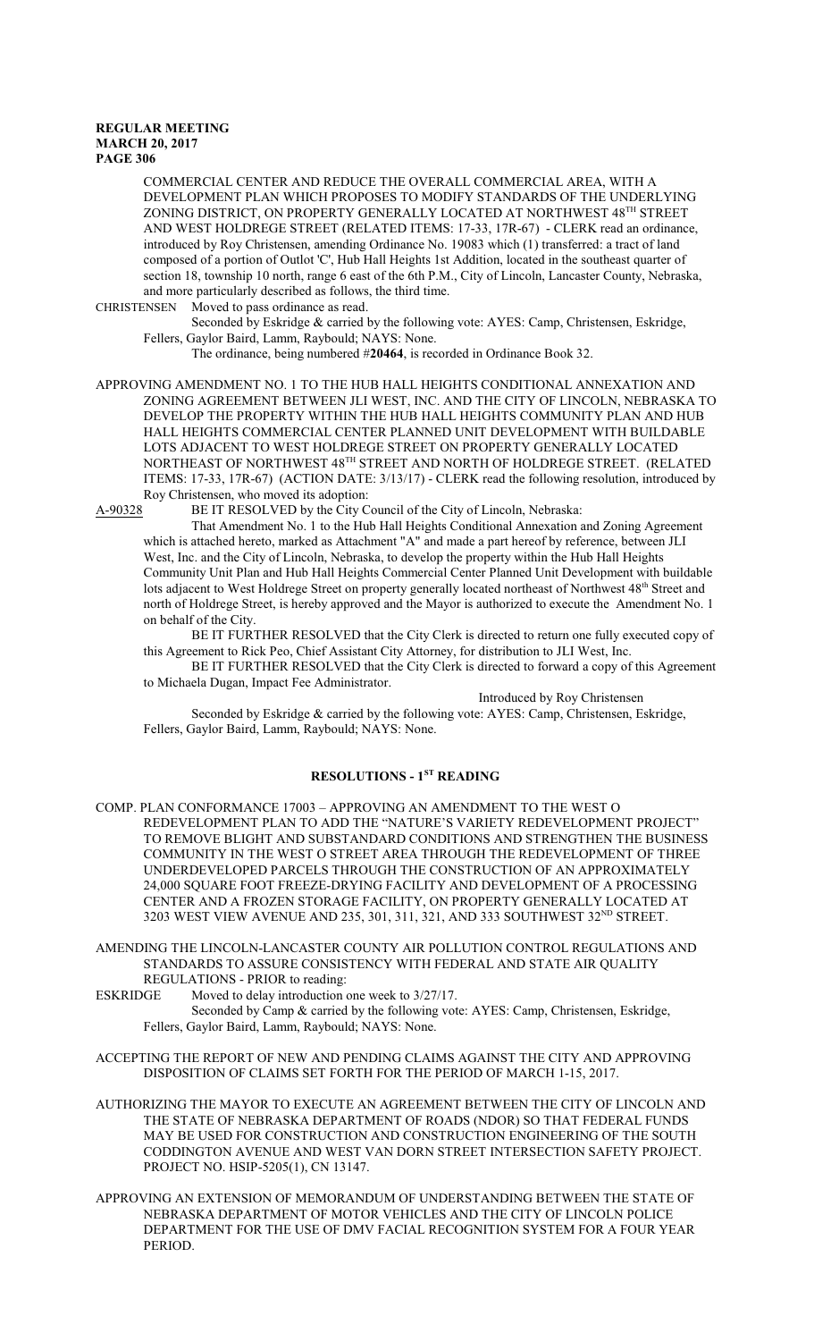COMMERCIAL CENTER AND REDUCE THE OVERALL COMMERCIAL AREA, WITH A DEVELOPMENT PLAN WHICH PROPOSES TO MODIFY STANDARDS OF THE UNDERLYING ZONING DISTRICT, ON PROPERTY GENERALLY LOCATED AT NORTHWEST 48TH STREET AND WEST HOLDREGE STREET (RELATED ITEMS: 17-33, 17R-67) - CLERK read an ordinance, introduced by Roy Christensen, amending Ordinance No. 19083 which (1) transferred: a tract of land composed of a portion of Outlot 'C', Hub Hall Heights 1st Addition, located in the southeast quarter of section 18, township 10 north, range 6 east of the 6th P.M., City of Lincoln, Lancaster County, Nebraska, and more particularly described as follows, the third time.

CHRISTENSEN Moved to pass ordinance as read.

Seconded by Eskridge & carried by the following vote: AYES: Camp, Christensen, Eskridge, Fellers, Gaylor Baird, Lamm, Raybould; NAYS: None.

The ordinance, being numbered #**20464**, is recorded in Ordinance Book 32.

APPROVING AMENDMENT NO. 1 TO THE HUB HALL HEIGHTS CONDITIONAL ANNEXATION AND ZONING AGREEMENT BETWEEN JLI WEST, INC. AND THE CITY OF LINCOLN, NEBRASKA TO DEVELOP THE PROPERTY WITHIN THE HUB HALL HEIGHTS COMMUNITY PLAN AND HUB HALL HEIGHTS COMMERCIAL CENTER PLANNED UNIT DEVELOPMENT WITH BUILDABLE LOTS ADJACENT TO WEST HOLDREGE STREET ON PROPERTY GENERALLY LOCATED NORTHEAST OF NORTHWEST 48TH STREET AND NORTH OF HOLDREGE STREET. (RELATED ITEMS: 17-33, 17R-67) (ACTION DATE: 3/13/17) - CLERK read the following resolution, introduced by Roy Christensen, who moved its adoption:

A-90328 BE IT RESOLVED by the City Council of the City of Lincoln, Nebraska:

That Amendment No. 1 to the Hub Hall Heights Conditional Annexation and Zoning Agreement which is attached hereto, marked as Attachment "A" and made a part hereof by reference, between JLI West, Inc. and the City of Lincoln, Nebraska, to develop the property within the Hub Hall Heights Community Unit Plan and Hub Hall Heights Commercial Center Planned Unit Development with buildable lots adjacent to West Holdrege Street on property generally located northeast of Northwest 48th Street and north of Holdrege Street, is hereby approved and the Mayor is authorized to execute the Amendment No. 1 on behalf of the City.

BE IT FURTHER RESOLVED that the City Clerk is directed to return one fully executed copy of this Agreement to Rick Peo, Chief Assistant City Attorney, for distribution to JLI West, Inc.

BE IT FURTHER RESOLVED that the City Clerk is directed to forward a copy of this Agreement to Michaela Dugan, Impact Fee Administrator.

Introduced by Roy Christensen

Seconded by Eskridge & carried by the following vote: AYES: Camp, Christensen, Eskridge, Fellers, Gaylor Baird, Lamm, Raybould; NAYS: None.

## RESOLUTIONS - 1ST READING

COMP. PLAN CONFORMANCE 17003 – APPROVING AN AMENDMENT TO THE WEST O REDEVELOPMENT PLAN TO ADD THE "NATURE'S VARIETY REDEVELOPMENT PROJECT" TO REMOVE BLIGHT AND SUBSTANDARD CONDITIONS AND STRENGTHEN THE BUSINESS COMMUNITY IN THE WEST O STREET AREA THROUGH THE REDEVELOPMENT OF THREE UNDERDEVELOPED PARCELS THROUGH THE CONSTRUCTION OF AN APPROXIMATELY 24,000 SQUARE FOOT FREEZE-DRYING FACILITY AND DEVELOPMENT OF A PROCESSING CENTER AND A FROZEN STORAGE FACILITY, ON PROPERTY GENERALLY LOCATED AT 3203 WEST VIEW AVENUE AND 235, 301, 311, 321, AND 333 SOUTHWEST 32ND STREET.

AMENDING THE LINCOLN-LANCASTER COUNTY AIR POLLUTION CONTROL REGULATIONS AND STANDARDS TO ASSURE CONSISTENCY WITH FEDERAL AND STATE AIR QUALITY REGULATIONS - PRIOR to reading:

ESKRIDGE Moved to delay introduction one week to 3/27/17.

Seconded by Camp & carried by the following vote: AYES: Camp, Christensen, Eskridge, Fellers, Gaylor Baird, Lamm, Raybould; NAYS: None.

ACCEPTING THE REPORT OF NEW AND PENDING CLAIMS AGAINST THE CITY AND APPROVING DISPOSITION OF CLAIMS SET FORTH FOR THE PERIOD OF MARCH 1-15, 2017.

AUTHORIZING THE MAYOR TO EXECUTE AN AGREEMENT BETWEEN THE CITY OF LINCOLN AND THE STATE OF NEBRASKA DEPARTMENT OF ROADS (NDOR) SO THAT FEDERAL FUNDS MAY BE USED FOR CONSTRUCTION AND CONSTRUCTION ENGINEERING OF THE SOUTH CODDINGTON AVENUE AND WEST VAN DORN STREET INTERSECTION SAFETY PROJECT. PROJECT NO. HSIP-5205(1), CN 13147.

APPROVING AN EXTENSION OF MEMORANDUM OF UNDERSTANDING BETWEEN THE STATE OF NEBRASKA DEPARTMENT OF MOTOR VEHICLES AND THE CITY OF LINCOLN POLICE DEPARTMENT FOR THE USE OF DMV FACIAL RECOGNITION SYSTEM FOR A FOUR YEAR PERIOD.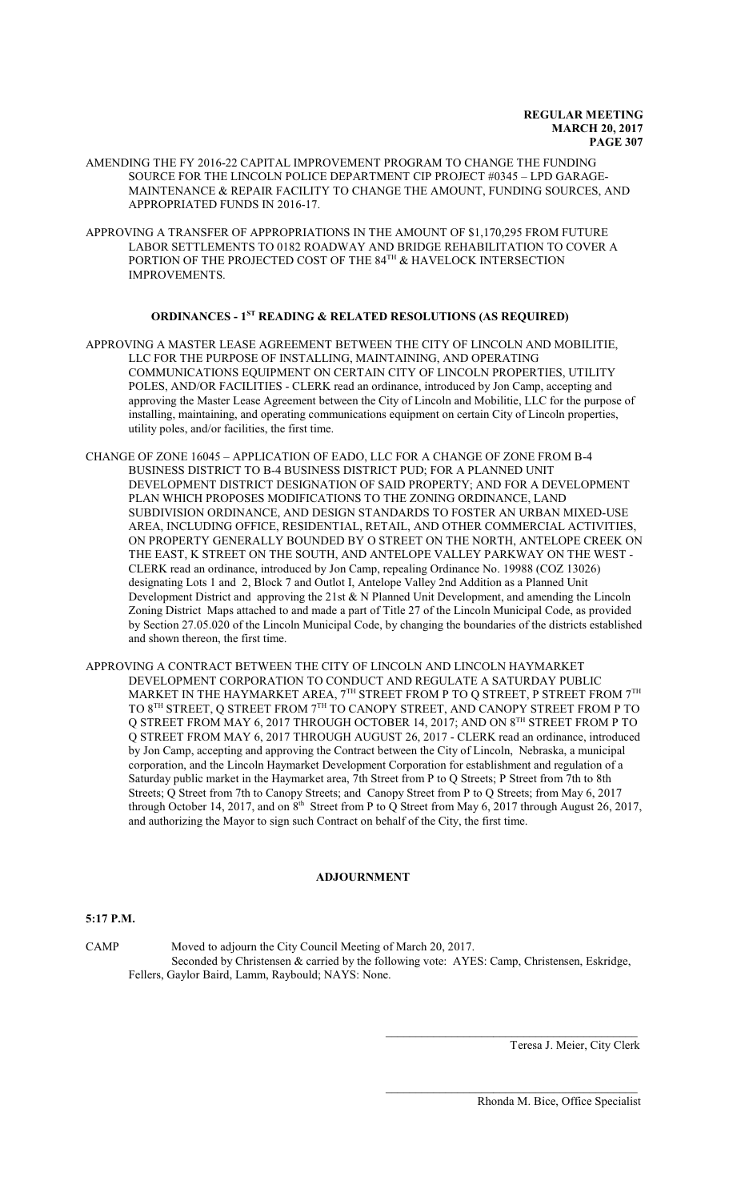AMENDING THE FY 2016-22 CAPITAL IMPROVEMENT PROGRAM TO CHANGE THE FUNDING SOURCE FOR THE LINCOLN POLICE DEPARTMENT CIP PROJECT #0345 – LPD GARAGE-MAINTENANCE & REPAIR FACILITY TO CHANGE THE AMOUNT, FUNDING SOURCES, AND APPROPRIATED FUNDS IN 2016-17.

APPROVING A TRANSFER OF APPROPRIATIONS IN THE AMOUNT OF $1,170,295 FROM FUTURE LABOR SETTLEMENTS TO 0182 ROADWAY AND BRIDGE REHABILITATION TO COVER A PORTION OF THE PROJECTED COST OF THE 84TH & HAVELOCK INTERSECTION IMPROVEMENTS.

## ORDINANCES - 1ST READING & RELATED RESOLUTIONS (AS REQUIRED)

APPROVING A MASTER LEASE AGREEMENT BETWEEN THE CITY OF LINCOLN AND MOBILITIE, LLC FOR THE PURPOSE OF INSTALLING, MAINTAINING, AND OPERATING COMMUNICATIONS EQUIPMENT ON CERTAIN CITY OF LINCOLN PROPERTIES, UTILITY POLES, AND/OR FACILITIES - CLERK read an ordinance, introduced by Jon Camp, accepting and approving the Master Lease Agreement between the City of Lincoln and Mobilitie, LLC for the purpose of installing, maintaining, and operating communications equipment on certain City of Lincoln properties, utility poles, and/or facilities, the first time.

CHANGE OF ZONE 16045 – APPLICATION OF EADO, LLC FOR A CHANGE OF ZONE FROM B-4 BUSINESS DISTRICT TO B-4 BUSINESS DISTRICT PUD; FOR A PLANNED UNIT DEVELOPMENT DISTRICT DESIGNATION OF SAID PROPERTY; AND FOR A DEVELOPMENT PLAN WHICH PROPOSES MODIFICATIONS TO THE ZONING ORDINANCE, LAND SUBDIVISION ORDINANCE, AND DESIGN STANDARDS TO FOSTER AN URBAN MIXED-USE AREA, INCLUDING OFFICE, RESIDENTIAL, RETAIL, AND OTHER COMMERCIAL ACTIVITIES, ON PROPERTY GENERALLY BOUNDED BY O STREET ON THE NORTH, ANTELOPE CREEK ON THE EAST, K STREET ON THE SOUTH, AND ANTELOPE VALLEY PARKWAY ON THE WEST - CLERK read an ordinance, introduced by Jon Camp, repealing Ordinance No. 19988 (COZ 13026) designating Lots 1 and 2, Block 7 and Outlot I, Antelope Valley 2nd Addition as a Planned Unit Development District and approving the 21st & N Planned Unit Development, and amending the Lincoln Zoning District Maps attached to and made a part of Title 27 of the Lincoln Municipal Code, as provided by Section 27.05.020 of the Lincoln Municipal Code, by changing the boundaries of the districts established and shown thereon, the first time.

APPROVING A CONTRACT BETWEEN THE CITY OF LINCOLN AND LINCOLN HAYMARKET DEVELOPMENT CORPORATION TO CONDUCT AND REGULATE A SATURDAY PUBLIC MARKET IN THE HAYMARKET AREA, 7TH STREET FROM P TO Q STREET, P STREET FROM 7TH TO 8TH STREET, Q STREET FROM 7TH TO CANOPY STREET, AND CANOPY STREET FROM P TO Q STREET FROM MAY 6, 2017 THROUGH OCTOBER 14, 2017; AND ON 8TH STREET FROM P TO Q STREET FROM MAY 6, 2017 THROUGH AUGUST 26, 2017 - CLERK read an ordinance, introduced by Jon Camp, accepting and approving the Contract between the City of Lincoln, Nebraska, a municipal corporation, and the Lincoln Haymarket Development Corporation for establishment and regulation of a Saturday public market in the Haymarket area, 7th Street from P to Q Streets; P Street from 7th to 8th Streets; Q Street from 7th to Canopy Streets; and Canopy Street from P to Q Streets; from May 6, 2017 through October 14, 2017, and on 8th Street from P to Q Street from May 6, 2017 through August 26, 2017, and authorizing the Mayor to sign such Contract on behalf of the City, the first time.

## ADJOURNMENT

**5:17 P.M.**

CAMP Moved to adjourn the City Council Meeting of March 20, 2017.
Seconded by Christensen & carried by the following vote: AYES: Camp, Christensen, Eskridge, Fellers, Gaylor Baird, Lamm, Raybould; NAYS: None.

\_\_\_\_\_\_\_\_\_\_\_\_\_\_\_\_\_\_\_\_\_\_\_\_\_\_\_\_\_\_\_\_\_\_\_\_\_\_\_\_
Teresa J. Meier, City Clerk

\_\_\_\_\_\_\_\_\_\_\_\_\_\_\_\_\_\_\_\_\_\_\_\_\_\_\_\_\_\_\_\_\_\_\_\_\_\_\_\_
Rhonda M. Bice, Office Specialist